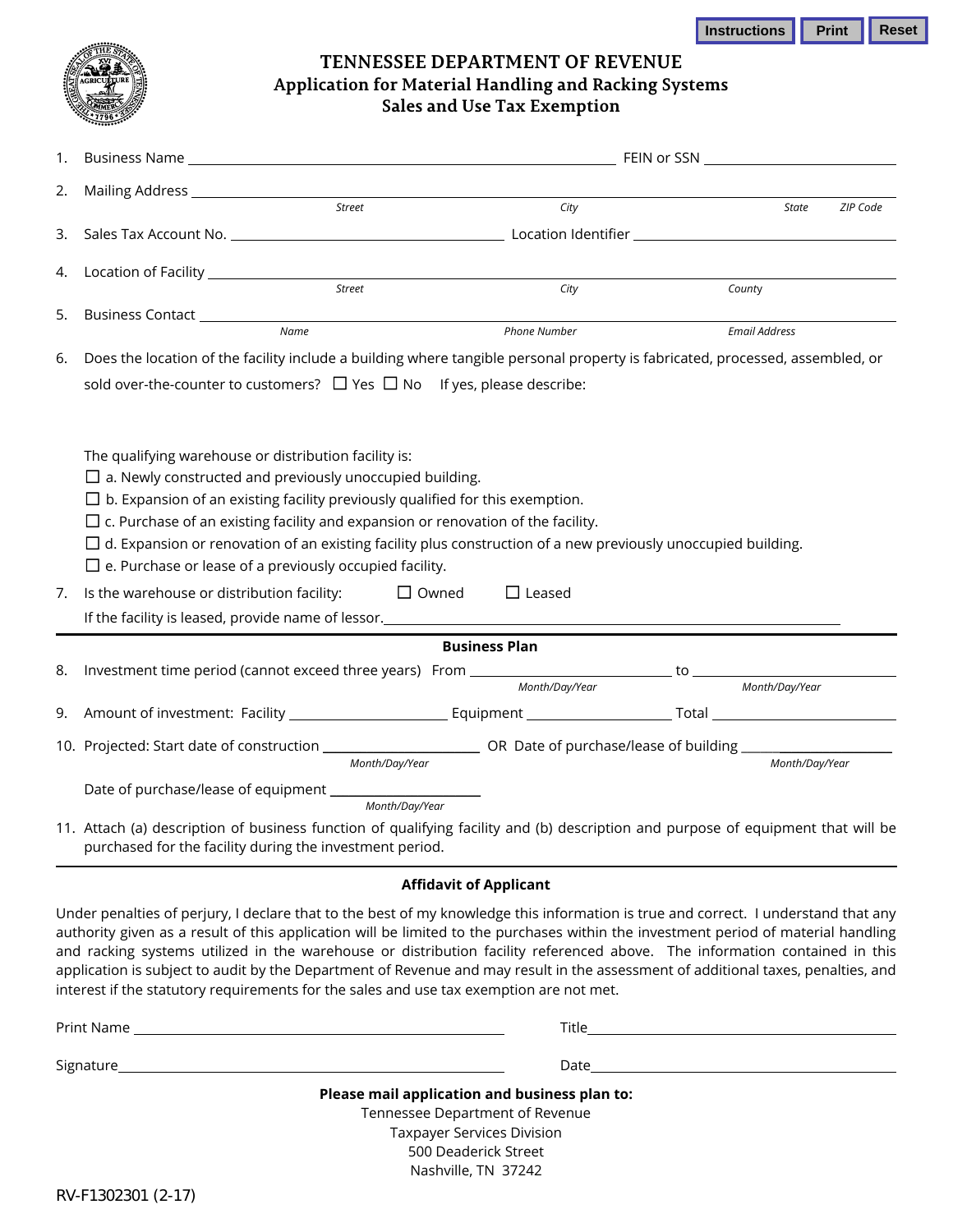# TENNESSEE DEPARTMENT OF REVENUE
## Application for Material Handling and Racking Systems
## Sales and Use Tax Exemption

1. Business Name ______________________ FEIN or SSN ______________________

2. Mailing Address ______________________
   *Street* *City* *State* *ZIP Code*

3. Sales Tax Account No. ______________________ Location Identifier ______________________

4. Location of Facility ______________________
   *Street* *City* *County*

5. Business Contact ______________________
   *Name* *Phone Number* *Email Address*

6. Does the location of the facility include a building where tangible personal property is fabricated, processed, assembled, or sold over-the-counter to customers? ☐ Yes ☐ No If yes, please describe:

   The qualifying warehouse or distribution facility is:
   - ☐ a. Newly constructed and previously unoccupied building.
   - ☐ b. Expansion of an existing facility previously qualified for this exemption.
   - ☐ c. Purchase of an existing facility and expansion or renovation of the facility.
   - ☐ d. Expansion or renovation of an existing facility plus construction of a new previously unoccupied building.
   - ☐ e. Purchase or lease of a previously occupied facility.

7. Is the warehouse or distribution facility: ☐ Owned ☐ Leased
   If the facility is leased, provide name of lessor. ______________________

**Business Plan**

8. Investment time period (cannot exceed three years) From ______________ to ______________
   *Month/Day/Year* *Month/Day/Year*

9. Amount of investment: Facility ______________ Equipment ______________ Total ______________

10. Projected: Start date of construction ______________ OR Date of purchase/lease of building ______________
    *Month/Day/Year* *Month/Day/Year*

    Date of purchase/lease of equipment ______________
    *Month/Day/Year*

11. Attach (a) description of business function of qualifying facility and (b) description and purpose of equipment that will be purchased for the facility during the investment period.

**Affidavit of Applicant**

Under penalties of perjury, I declare that to the best of my knowledge this information is true and correct. I understand that any authority given as a result of this application will be limited to the purchases within the investment period of material handling and racking systems utilized in the warehouse or distribution facility referenced above. The information contained in this application is subject to audit by the Department of Revenue and may result in the assessment of additional taxes, penalties, and interest if the statutory requirements for the sales and use tax exemption are not met.

Print Name ______________________ Title ______________________

Signature ______________________ Date ______________________

**Please mail application and business plan to:**

Tennessee Department of Revenue
Taxpayer Services Division
500 Deaderick Street
Nashville, TN 37242

RV-F1302301 (2-17)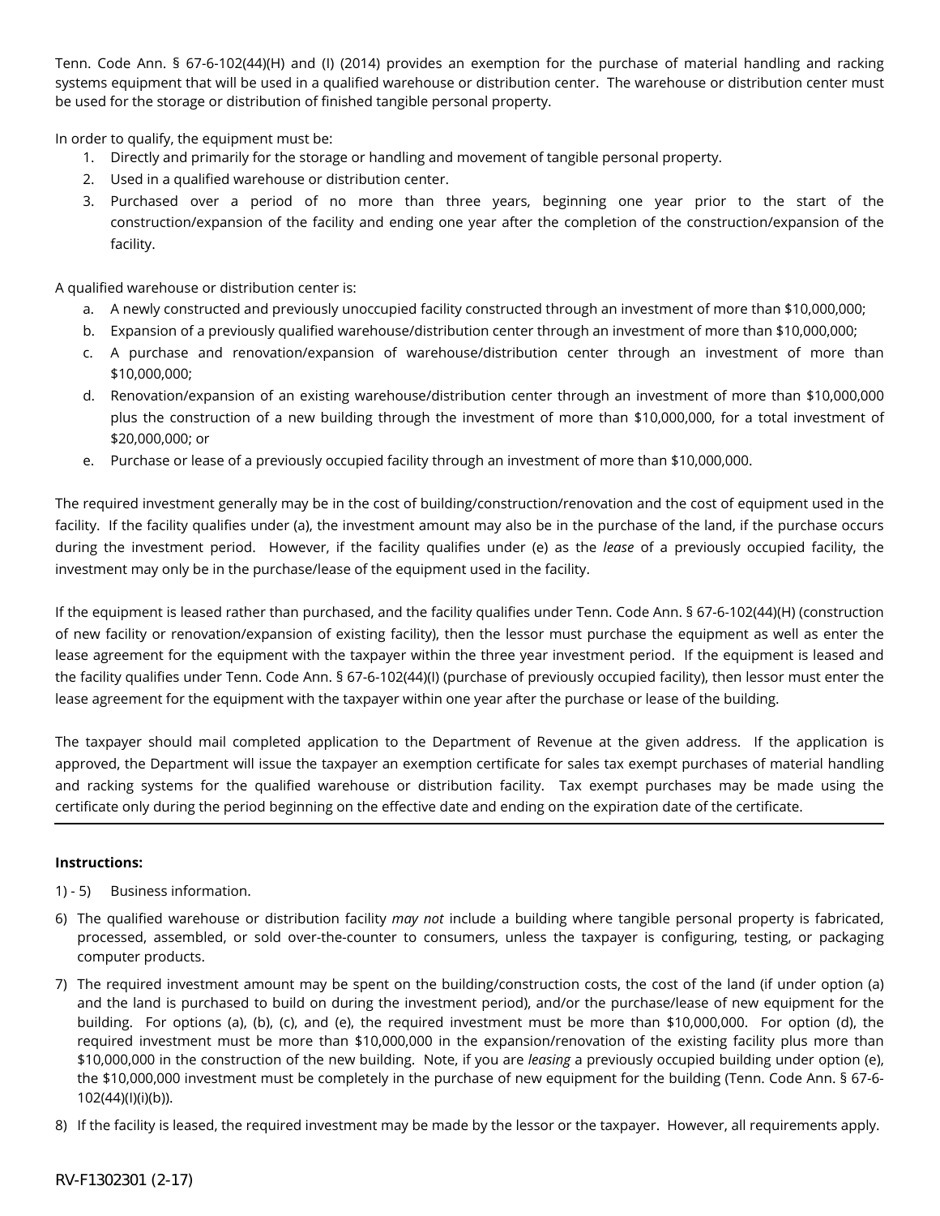Tenn. Code Ann. § 67-6-102(44)(H) and (I) (2014) provides an exemption for the purchase of material handling and racking systems equipment that will be used in a qualified warehouse or distribution center. The warehouse or distribution center must be used for the storage or distribution of finished tangible personal property.

In order to qualify, the equipment must be:

1. Directly and primarily for the storage or handling and movement of tangible personal property.
2. Used in a qualified warehouse or distribution center.
3. Purchased over a period of no more than three years, beginning one year prior to the start of the construction/expansion of the facility and ending one year after the completion of the construction/expansion of the facility.

A qualified warehouse or distribution center is:

a. A newly constructed and previously unoccupied facility constructed through an investment of more than $10,000,000;
b. Expansion of a previously qualified warehouse/distribution center through an investment of more than $10,000,000;
c. A purchase and renovation/expansion of warehouse/distribution center through an investment of more than $10,000,000;
d. Renovation/expansion of an existing warehouse/distribution center through an investment of more than $10,000,000 plus the construction of a new building through the investment of more than $10,000,000, for a total investment of $20,000,000; or
e. Purchase or lease of a previously occupied facility through an investment of more than $10,000,000.

The required investment generally may be in the cost of building/construction/renovation and the cost of equipment used in the facility. If the facility qualifies under (a), the investment amount may also be in the purchase of the land, if the purchase occurs during the investment period. However, if the facility qualifies under (e) as the *lease* of a previously occupied facility, the investment may only be in the purchase/lease of the equipment used in the facility.

If the equipment is leased rather than purchased, and the facility qualifies under Tenn. Code Ann. § 67-6-102(44)(H) (construction of new facility or renovation/expansion of existing facility), then the lessor must purchase the equipment as well as enter the lease agreement for the equipment with the taxpayer within the three year investment period. If the equipment is leased and the facility qualifies under Tenn. Code Ann. § 67-6-102(44)(I) (purchase of previously occupied facility), then lessor must enter the lease agreement for the equipment with the taxpayer within one year after the purchase or lease of the building.

The taxpayer should mail completed application to the Department of Revenue at the given address. If the application is approved, the Department will issue the taxpayer an exemption certificate for sales tax exempt purchases of material handling and racking systems for the qualified warehouse or distribution facility. Tax exempt purchases may be made using the certificate only during the period beginning on the effective date and ending on the expiration date of the certificate.

---

**Instructions:**

1) - 5) Business information.

6) The qualified warehouse or distribution facility *may not* include a building where tangible personal property is fabricated, processed, assembled, or sold over-the-counter to consumers, unless the taxpayer is configuring, testing, or packaging computer products.

7) The required investment amount may be spent on the building/construction costs, the cost of the land (if under option (a) and the land is purchased to build on during the investment period), and/or the purchase/lease of new equipment for the building. For options (a), (b), (c), and (e), the required investment must be more than $10,000,000. For option (d), the required investment must be more than $10,000,000 in the expansion/renovation of the existing facility plus more than $10,000,000 in the construction of the new building. Note, if you are *leasing* a previously occupied building under option (e), the $10,000,000 investment must be completely in the purchase of new equipment for the building (Tenn. Code Ann. § 67-6-102(44)(I)(i)(b)).

8) If the facility is leased, the required investment may be made by the lessor or the taxpayer. However, all requirements apply.

RV-F1302301 (2-17)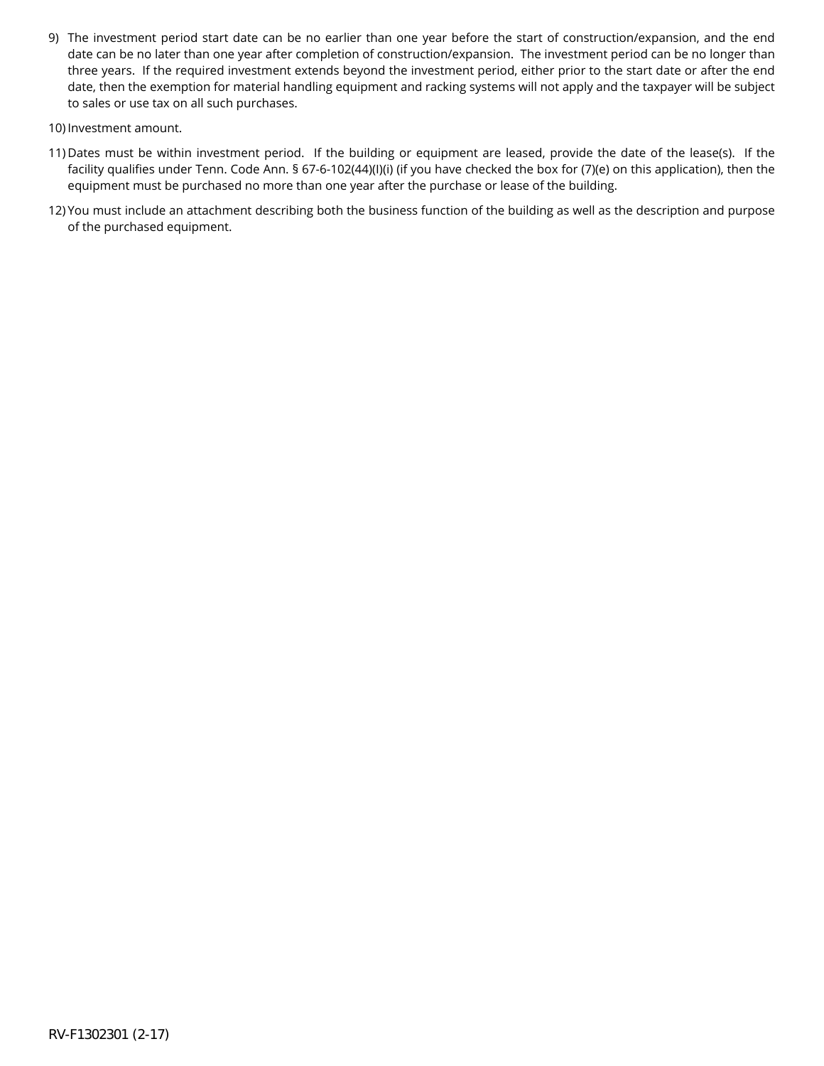9) The investment period start date can be no earlier than one year before the start of construction/expansion, and the end date can be no later than one year after completion of construction/expansion. The investment period can be no longer than three years. If the required investment extends beyond the investment period, either prior to the start date or after the end date, then the exemption for material handling equipment and racking systems will not apply and the taxpayer will be subject to sales or use tax on all such purchases.

10) Investment amount.

11) Dates must be within investment period. If the building or equipment are leased, provide the date of the lease(s). If the facility qualifies under Tenn. Code Ann. § 67-6-102(44)(I)(i) (if you have checked the box for (7)(e) on this application), then the equipment must be purchased no more than one year after the purchase or lease of the building.

12) You must include an attachment describing both the business function of the building as well as the description and purpose of the purchased equipment.

RV-F1302301 (2-17)